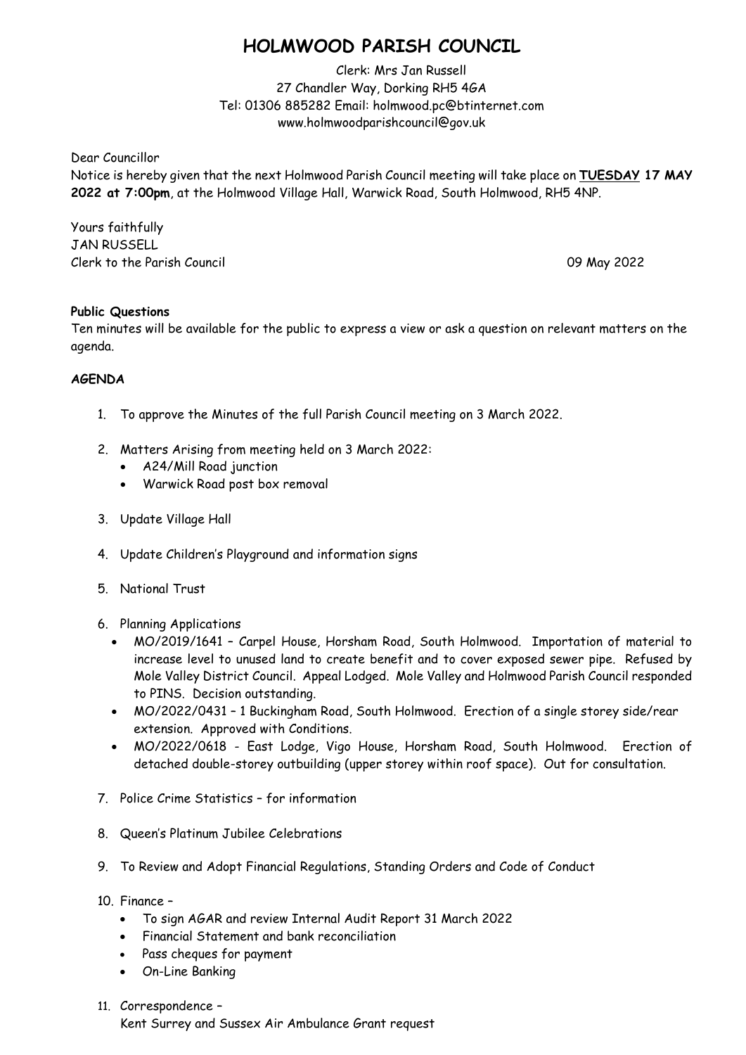# HOLMWOOD PARISH COUNCIL

Clerk: Mrs Jan Russell
27 Chandler Way, Dorking RH5 4GA
Tel: 01306 885282 Email: holmwood.pc@btinternet.com
www.holmwoodparishcouncil@gov.uk

Dear Councillor

Notice is hereby given that the next Holmwood Parish Council meeting will take place on **TUESDAY 17 MAY 2022 at 7:00pm**, at the Holmwood Village Hall, Warwick Road, South Holmwood, RH5 4NP.

Yours faithfully
JAN RUSSELL
Clerk to the Parish Council 09 May 2022

**Public Questions**

Ten minutes will be available for the public to express a view or ask a question on relevant matters on the agenda.

**AGENDA**

1. To approve the Minutes of the full Parish Council meeting on 3 March 2022.

2. Matters Arising from meeting held on 3 March 2022:
   - A24/Mill Road junction
   - Warwick Road post box removal

3. Update Village Hall

4. Update Children's Playground and information signs

5. National Trust

6. Planning Applications
   - MO/2019/1641 – Carpel House, Horsham Road, South Holmwood. Importation of material to increase level to unused land to create benefit and to cover exposed sewer pipe. Refused by Mole Valley District Council. Appeal Lodged. Mole Valley and Holmwood Parish Council responded to PINS. Decision outstanding.
   - MO/2022/0431 – 1 Buckingham Road, South Holmwood. Erection of a single storey side/rear extension. Approved with Conditions.
   - MO/2022/0618 - East Lodge, Vigo House, Horsham Road, South Holmwood. Erection of detached double-storey outbuilding (upper storey within roof space). Out for consultation.

7. Police Crime Statistics – for information

8. Queen's Platinum Jubilee Celebrations

9. To Review and Adopt Financial Regulations, Standing Orders and Code of Conduct

10. Finance –
    - To sign AGAR and review Internal Audit Report 31 March 2022
    - Financial Statement and bank reconciliation
    - Pass cheques for payment
    - On-Line Banking

11. Correspondence –
    Kent Surrey and Sussex Air Ambulance Grant request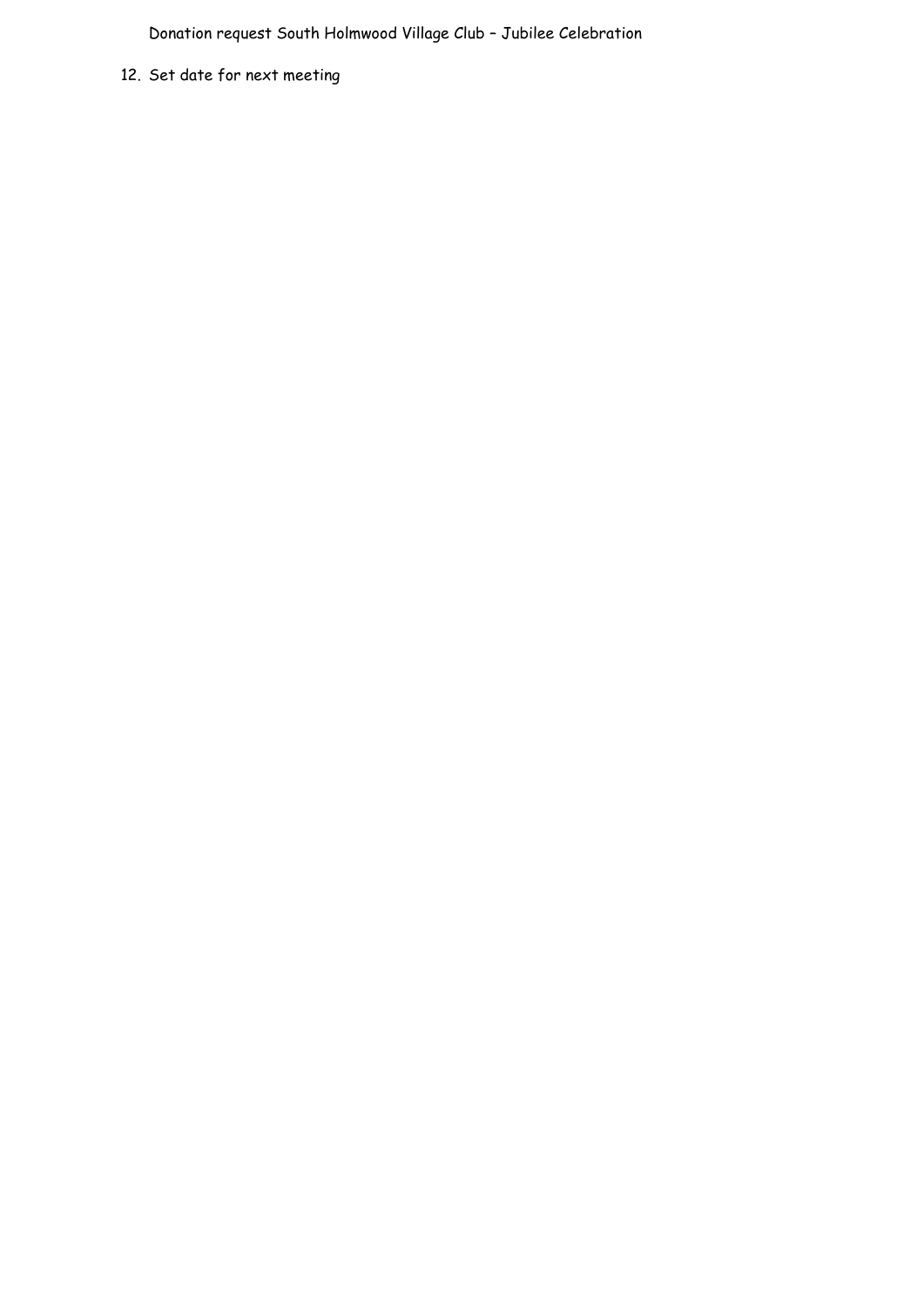Donation request South Holmwood Village Club – Jubilee Celebration

12. Set date for next meeting